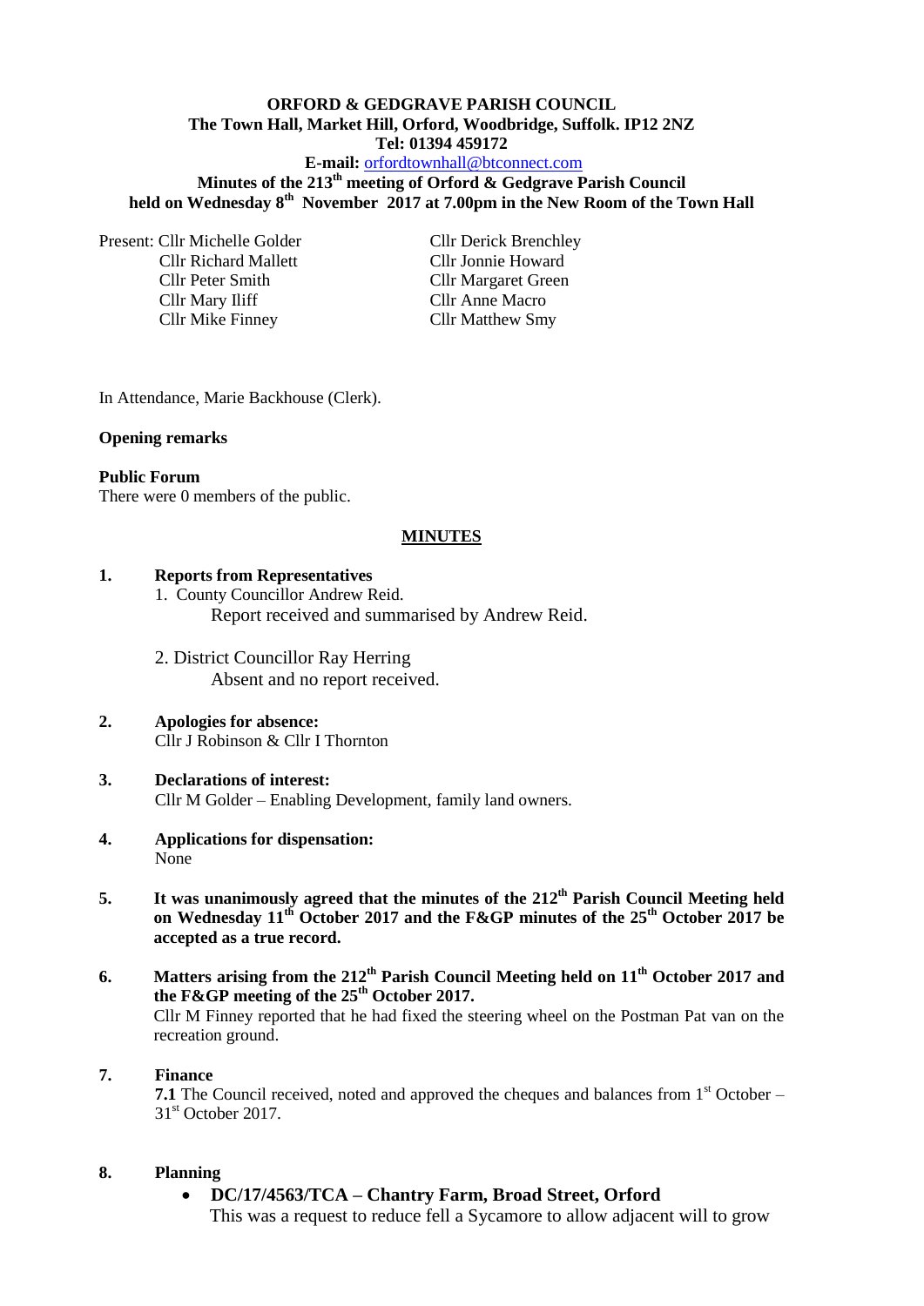**ORFORD & GEDGRAVE PARISH COUNCIL**
**The Town Hall, Market Hill, Orford, Woodbridge, Suffolk. IP12 2NZ**
**Tel: 01394 459172**
**E-mail:** orfordtownhall@btconnect.com
**Minutes of the 213th meeting of Orford & Gedgrave Parish Council held on Wednesday 8th November 2017 at 7.00pm in the New Room of the Town Hall**

Present: Cllr Michelle Golder, Cllr Richard Mallett, Cllr Peter Smith, Cllr Mary Iliff, Cllr Mike Finney, Cllr Derick Brenchley, Cllr Jonnie Howard, Cllr Margaret Green, Cllr Anne Macro, Cllr Matthew Smy

In Attendance, Marie Backhouse (Clerk).

**Opening remarks**

**Public Forum**
There were 0 members of the public.

## MINUTES

**1. Reports from Representatives**

1. County Councillor Andrew Reid.
   Report received and summarised by Andrew Reid.
2. District Councillor Ray Herring
   Absent and no report received.

**2. Apologies for absence:**
Cllr J Robinson & Cllr I Thornton

**3. Declarations of interest:**
Cllr M Golder – Enabling Development, family land owners.

**4. Applications for dispensation:**
None

**5. It was unanimously agreed that the minutes of the 212th Parish Council Meeting held on Wednesday 11th October 2017 and the F&GP minutes of the 25th October 2017 be accepted as a true record.**

**6. Matters arising from the 212th Parish Council Meeting held on 11th October 2017 and the F&GP meeting of the 25th October 2017.**
Cllr M Finney reported that he had fixed the steering wheel on the Postman Pat van on the recreation ground.

**7. Finance**
**7.1** The Council received, noted and approved the cheques and balances from 1st October – 31st October 2017.

**8. Planning**

- **DC/17/4563/TCA – Chantry Farm, Broad Street, Orford**
  This was a request to reduce fell a Sycamore to allow adjacent will to grow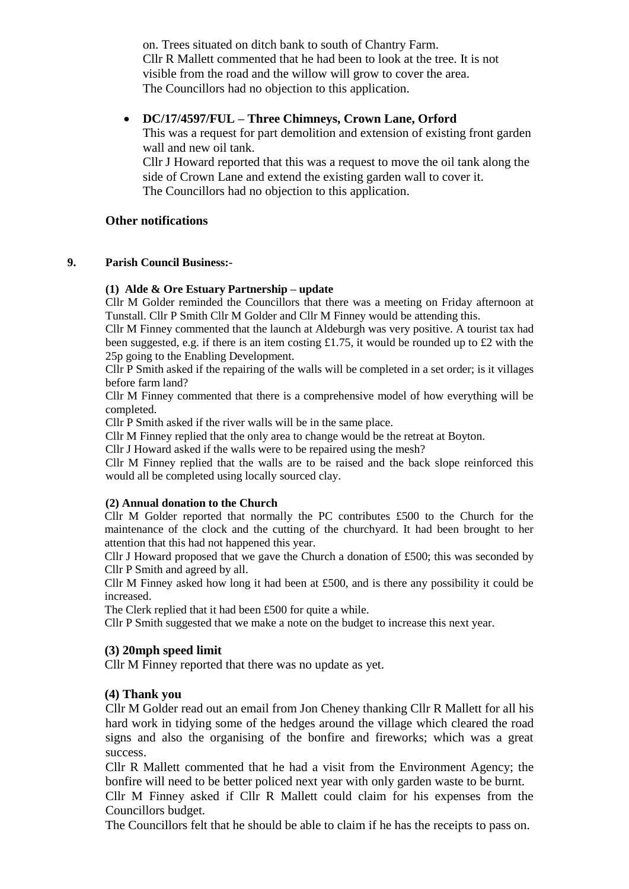on. Trees situated on ditch bank to south of Chantry Farm.
Cllr R Mallett commented that he had been to look at the tree. It is not visible from the road and the willow will grow to cover the area.
The Councillors had no objection to this application.

- **DC/17/4597/FUL – Three Chimneys, Crown Lane, Orford**
  This was a request for part demolition and extension of existing front garden wall and new oil tank.
  Cllr J Howard reported that this was a request to move the oil tank along the side of Crown Lane and extend the existing garden wall to cover it.
  The Councillors had no objection to this application.

**Other notifications**

**9. Parish Council Business:-**

**(1) Alde & Ore Estuary Partnership – update**

Cllr M Golder reminded the Councillors that there was a meeting on Friday afternoon at Tunstall. Cllr P Smith Cllr M Golder and Cllr M Finney would be attending this.

Cllr M Finney commented that the launch at Aldeburgh was very positive. A tourist tax had been suggested, e.g. if there is an item costing £1.75, it would be rounded up to £2 with the 25p going to the Enabling Development.

Cllr P Smith asked if the repairing of the walls will be completed in a set order; is it villages before farm land?

Cllr M Finney commented that there is a comprehensive model of how everything will be completed.

Cllr P Smith asked if the river walls will be in the same place.

Cllr M Finney replied that the only area to change would be the retreat at Boyton.

Cllr J Howard asked if the walls were to be repaired using the mesh?

Cllr M Finney replied that the walls are to be raised and the back slope reinforced this would all be completed using locally sourced clay.

**(2) Annual donation to the Church**

Cllr M Golder reported that normally the PC contributes £500 to the Church for the maintenance of the clock and the cutting of the churchyard. It had been brought to her attention that this had not happened this year.

Cllr J Howard proposed that we gave the Church a donation of £500; this was seconded by Cllr P Smith and agreed by all.

Cllr M Finney asked how long it had been at £500, and is there any possibility it could be increased.

The Clerk replied that it had been £500 for quite a while.

Cllr P Smith suggested that we make a note on the budget to increase this next year.

**(3) 20mph speed limit**

Cllr M Finney reported that there was no update as yet.

**(4) Thank you**

Cllr M Golder read out an email from Jon Cheney thanking Cllr R Mallett for all his hard work in tidying some of the hedges around the village which cleared the road signs and also the organising of the bonfire and fireworks; which was a great success.

Cllr R Mallett commented that he had a visit from the Environment Agency; the bonfire will need to be better policed next year with only garden waste to be burnt.

Cllr M Finney asked if Cllr R Mallett could claim for his expenses from the Councillors budget.

The Councillors felt that he should be able to claim if he has the receipts to pass on.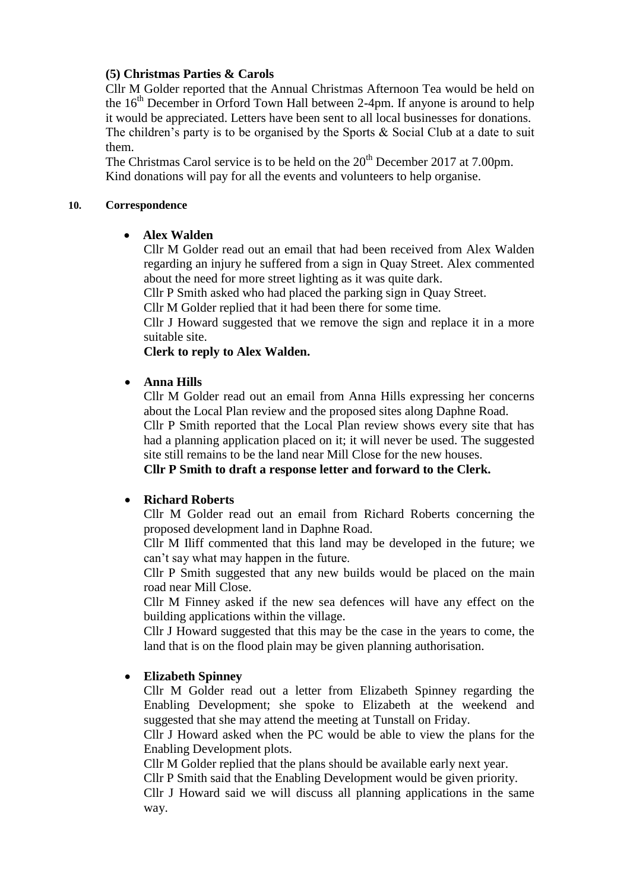### (5) Christmas Parties & Carols

Cllr M Golder reported that the Annual Christmas Afternoon Tea would be held on the 16th December in Orford Town Hall between 2-4pm. If anyone is around to help it would be appreciated. Letters have been sent to all local businesses for donations. The children's party is to be organised by the Sports & Social Club at a date to suit them.

The Christmas Carol service is to be held on the 20th December 2017 at 7.00pm. Kind donations will pay for all the events and volunteers to help organise.

## 10. Correspondence

- **Alex Walden**

  Cllr M Golder read out an email that had been received from Alex Walden regarding an injury he suffered from a sign in Quay Street. Alex commented about the need for more street lighting as it was quite dark.

  Cllr P Smith asked who had placed the parking sign in Quay Street.

  Cllr M Golder replied that it had been there for some time.

  Cllr J Howard suggested that we remove the sign and replace it in a more suitable site.

  **Clerk to reply to Alex Walden.**

- **Anna Hills**

  Cllr M Golder read out an email from Anna Hills expressing her concerns about the Local Plan review and the proposed sites along Daphne Road.

  Cllr P Smith reported that the Local Plan review shows every site that has had a planning application placed on it; it will never be used. The suggested site still remains to be the land near Mill Close for the new houses.

  **Cllr P Smith to draft a response letter and forward to the Clerk.**

- **Richard Roberts**

  Cllr M Golder read out an email from Richard Roberts concerning the proposed development land in Daphne Road.

  Cllr M Iliff commented that this land may be developed in the future; we can't say what may happen in the future.

  Cllr P Smith suggested that any new builds would be placed on the main road near Mill Close.

  Cllr M Finney asked if the new sea defences will have any effect on the building applications within the village.

  Cllr J Howard suggested that this may be the case in the years to come, the land that is on the flood plain may be given planning authorisation.

- **Elizabeth Spinney**

  Cllr M Golder read out a letter from Elizabeth Spinney regarding the Enabling Development; she spoke to Elizabeth at the weekend and suggested that she may attend the meeting at Tunstall on Friday.

  Cllr J Howard asked when the PC would be able to view the plans for the Enabling Development plots.

  Cllr M Golder replied that the plans should be available early next year.

  Cllr P Smith said that the Enabling Development would be given priority.

  Cllr J Howard said we will discuss all planning applications in the same way.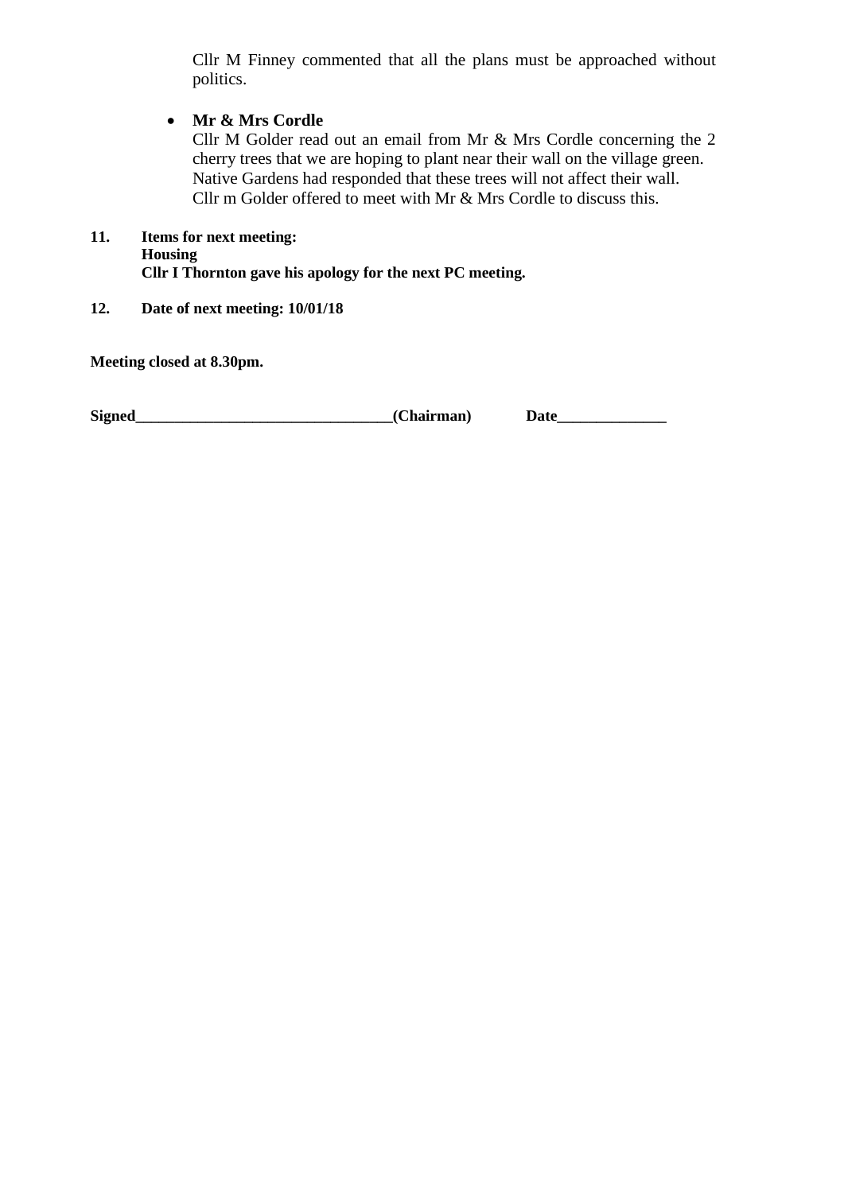Cllr M Finney commented that all the plans must be approached without politics.

- **Mr & Mrs Cordle**
  Cllr M Golder read out an email from Mr & Mrs Cordle concerning the 2 cherry trees that we are hoping to plant near their wall on the village green. Native Gardens had responded that these trees will not affect their wall.
  Cllr m Golder offered to meet with Mr & Mrs Cordle to discuss this.

**11. Items for next meeting:**
**Housing**
**Cllr I Thornton gave his apology for the next PC meeting.**

**12. Date of next meeting: 10/01/18**

**Meeting closed at 8.30pm.**

**Signed_________________________________(Chairman) Date______________**